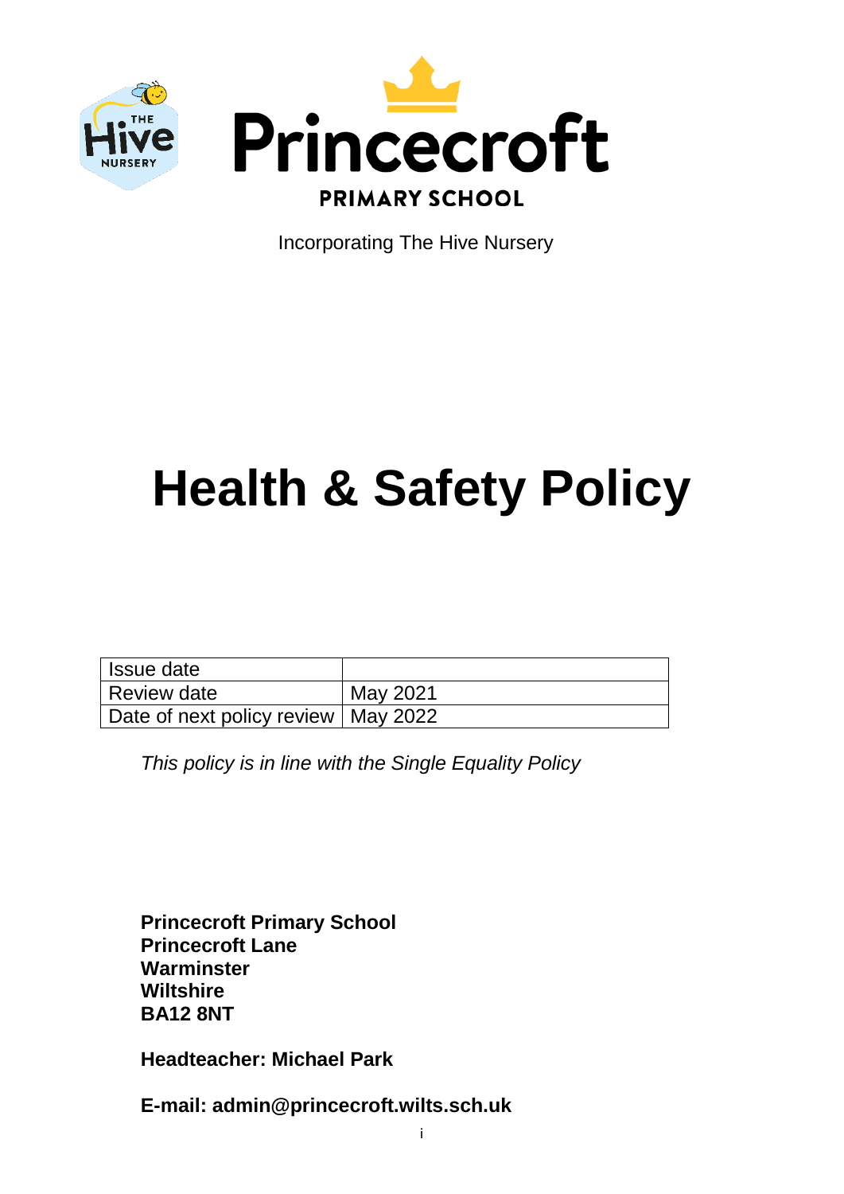# Princecroft

**PRIMARY SCHOOL**

Incorporating The Hive Nursery

# Health & Safety Policy

| Issue date | |
|---|---|
| Review date | May 2021 |
| Date of next policy review | May 2022 |

*This policy is in line with the Single Equality Policy*

**Princecroft Primary School**
**Princecroft Lane**
**Warminster**
**Wiltshire**
**BA12 8NT**

**Headteacher: Michael Park**

**E-mail: admin@princecroft.wilts.sch.uk**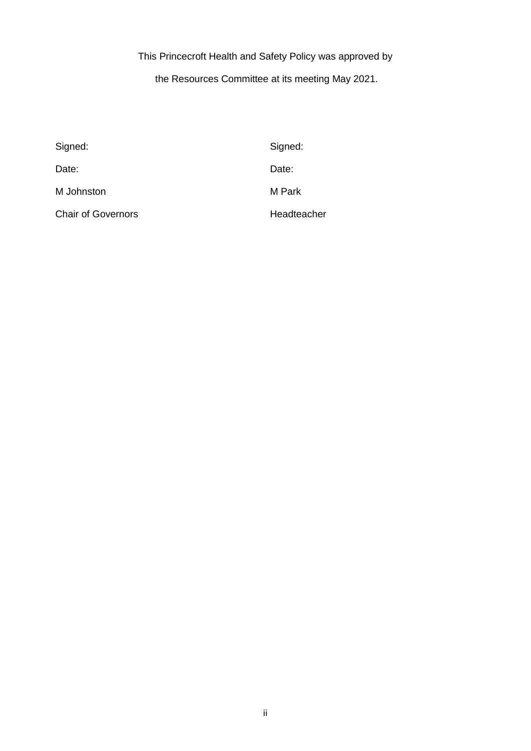This Princecroft Health and Safety Policy was approved by

the Resources Committee at its meeting May 2021.

| | |
|---|---|
| Signed: | Signed: |
| Date: | Date: |
| M Johnston | M Park |
| Chair of Governors | Headteacher |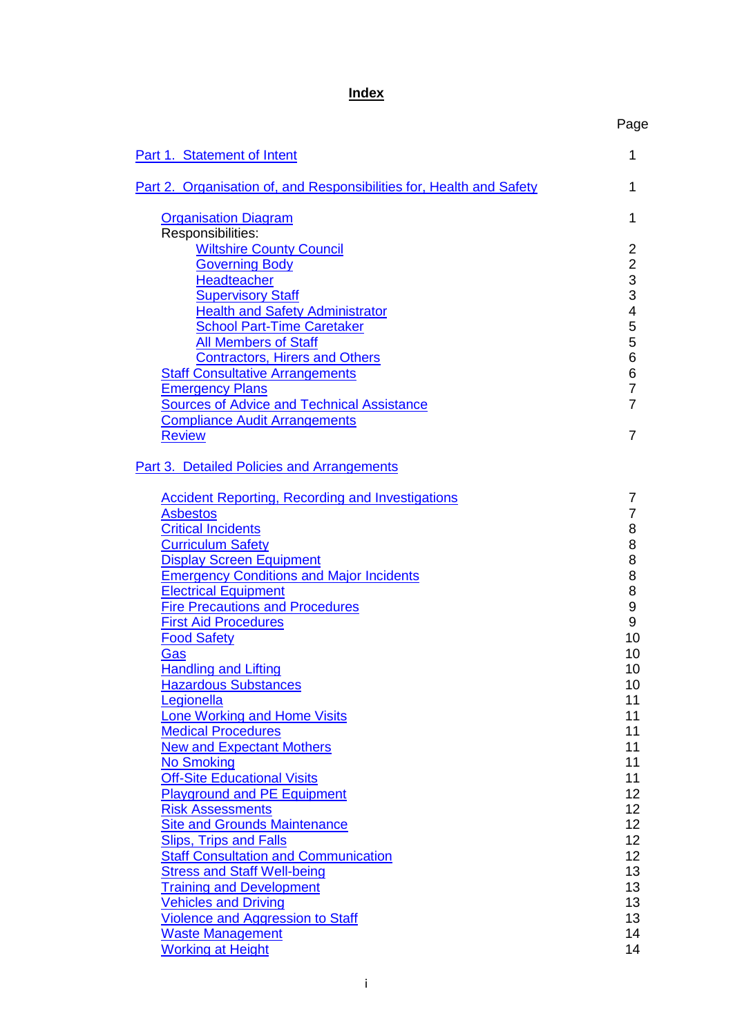# Index

| | Page |
|---|---|
| Part 1. Statement of Intent | 1 |
| Part 2. Organisation of, and Responsibilities for, Health and Safety | 1 |
| Organisation Diagram | 1 |
| Responsibilities: | |
| Wiltshire County Council | 2 |
| Governing Body | 2 |
| Headteacher | 3 |
| Supervisory Staff | 3 |
| Health and Safety Administrator | 4 |
| School Part-Time Caretaker | 5 |
| All Members of Staff | 5 |
| Contractors, Hirers and Others | 6 |
| Staff Consultative Arrangements | 6 |
| Emergency Plans | 7 |
| Sources of Advice and Technical Assistance | 7 |
| Compliance Audit Arrangements | |
| Review | 7 |
| Part 3. Detailed Policies and Arrangements | |
| Accident Reporting, Recording and Investigations | 7 |
| Asbestos | 7 |
| Critical Incidents | 8 |
| Curriculum Safety | 8 |
| Display Screen Equipment | 8 |
| Emergency Conditions and Major Incidents | 8 |
| Electrical Equipment | 8 |
| Fire Precautions and Procedures | 9 |
| First Aid Procedures | 9 |
| Food Safety | 10 |
| Gas | 10 |
| Handling and Lifting | 10 |
| Hazardous Substances | 10 |
| Legionella | 11 |
| Lone Working and Home Visits | 11 |
| Medical Procedures | 11 |
| New and Expectant Mothers | 11 |
| No Smoking | 11 |
| Off-Site Educational Visits | 11 |
| Playground and PE Equipment | 12 |
| Risk Assessments | 12 |
| Site and Grounds Maintenance | 12 |
| Slips, Trips and Falls | 12 |
| Staff Consultation and Communication | 12 |
| Stress and Staff Well-being | 13 |
| Training and Development | 13 |
| Vehicles and Driving | 13 |
| Violence and Aggression to Staff | 13 |
| Waste Management | 14 |
| Working at Height | 14 |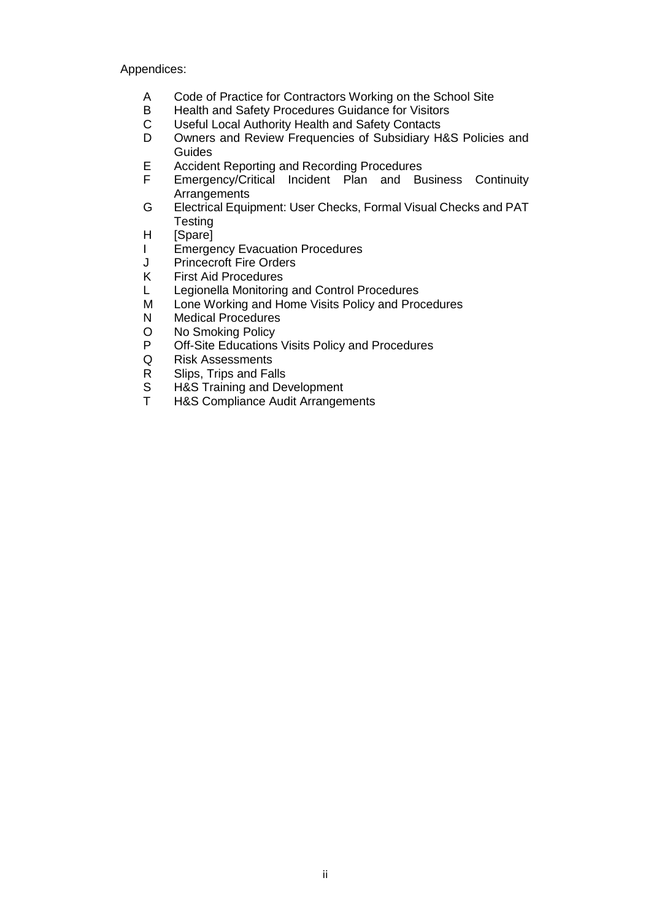Appendices:

- A Code of Practice for Contractors Working on the School Site
- B Health and Safety Procedures Guidance for Visitors
- C Useful Local Authority Health and Safety Contacts
- D Owners and Review Frequencies of Subsidiary H&S Policies and Guides
- E Accident Reporting and Recording Procedures
- F Emergency/Critical Incident Plan and Business Continuity Arrangements
- G Electrical Equipment: User Checks, Formal Visual Checks and PAT Testing
- H [Spare]
- I Emergency Evacuation Procedures
- J Princecroft Fire Orders
- K First Aid Procedures
- L Legionella Monitoring and Control Procedures
- M Lone Working and Home Visits Policy and Procedures
- N Medical Procedures
- O No Smoking Policy
- P Off-Site Educations Visits Policy and Procedures
- Q Risk Assessments
- R Slips, Trips and Falls
- S H&S Training and Development
- T H&S Compliance Audit Arrangements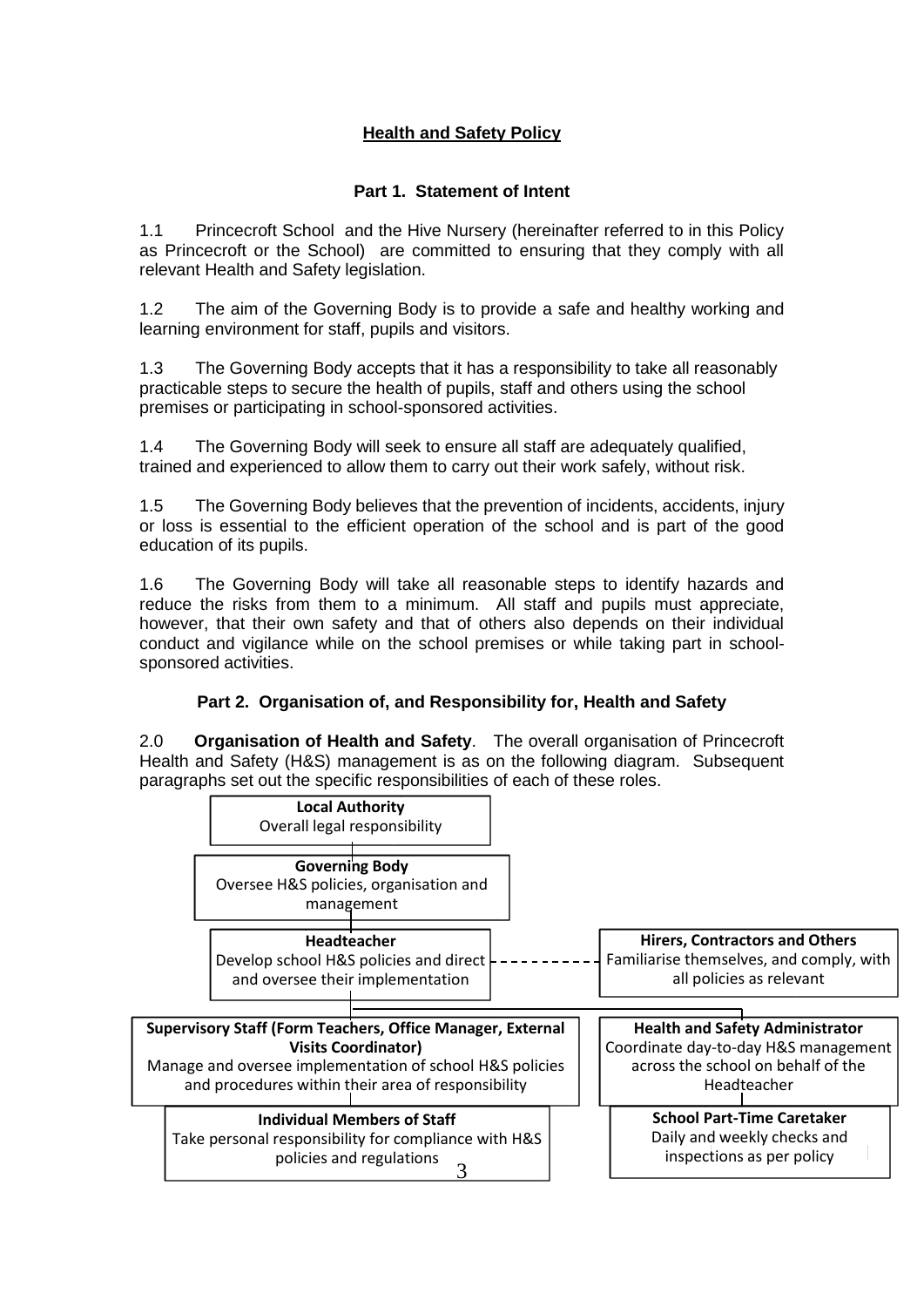# Health and Safety Policy

## Part 1. Statement of Intent

1.1 Princecroft School and the Hive Nursery (hereinafter referred to in this Policy as Princecroft or the School) are committed to ensuring that they comply with all relevant Health and Safety legislation.

1.2 The aim of the Governing Body is to provide a safe and healthy working and learning environment for staff, pupils and visitors.

1.3 The Governing Body accepts that it has a responsibility to take all reasonably practicable steps to secure the health of pupils, staff and others using the school premises or participating in school-sponsored activities.

1.4 The Governing Body will seek to ensure all staff are adequately qualified, trained and experienced to allow them to carry out their work safely, without risk.

1.5 The Governing Body believes that the prevention of incidents, accidents, injury or loss is essential to the efficient operation of the school and is part of the good education of its pupils.

1.6 The Governing Body will take all reasonable steps to identify hazards and reduce the risks from them to a minimum. All staff and pupils must appreciate, however, that their own safety and that of others also depends on their individual conduct and vigilance while on the school premises or while taking part in school-sponsored activities.

## Part 2. Organisation of, and Responsibility for, Health and Safety

2.0 **Organisation of Health and Safety**. The overall organisation of Princecroft Health and Safety (H&S) management is as on the following diagram. Subsequent paragraphs set out the specific responsibilities of each of these roles.

**Local Authority**
Overall legal responsibility

**Governing Body**
Oversee H&S policies, organisation and management

**Headteacher**
Develop school H&S policies and direct and oversee their implementation

**Hirers, Contractors and Others**
Familiarise themselves, and comply, with all policies as relevant

**Supervisory Staff (Form Teachers, Office Manager, External Visits Coordinator)**
Manage and oversee implementation of school H&S policies and procedures within their area of responsibility

**Health and Safety Administrator**
Coordinate day-to-day H&S management across the school on behalf of the Headteacher

**Individual Members of Staff**
Take personal responsibility for compliance with H&S policies and regulations

**School Part-Time Caretaker**
Daily and weekly checks and inspections as per policy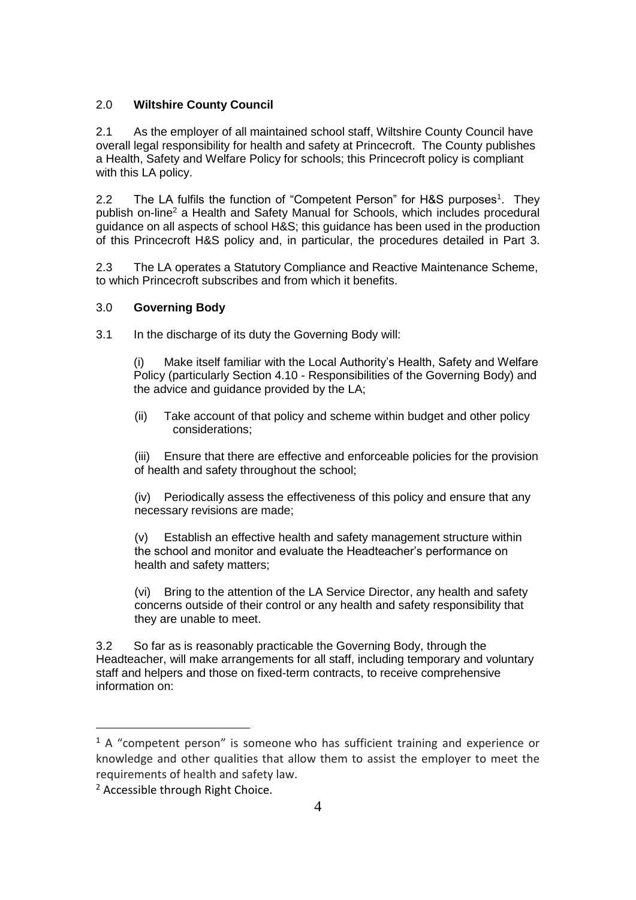## 2.0 **Wiltshire County Council**

2.1 As the employer of all maintained school staff, Wiltshire County Council have overall legal responsibility for health and safety at Princecroft. The County publishes a Health, Safety and Welfare Policy for schools; this Princecroft policy is compliant with this LA policy.

2.2 The LA fulfils the function of "Competent Person" for H&S purposes[1]. They publish on-line[2] a Health and Safety Manual for Schools, which includes procedural guidance on all aspects of school H&S; this guidance has been used in the production of this Princecroft H&S policy and, in particular, the procedures detailed in Part 3.

2.3 The LA operates a Statutory Compliance and Reactive Maintenance Scheme, to which Princecroft subscribes and from which it benefits.

## 3.0 **Governing Body**

3.1 In the discharge of its duty the Governing Body will:

(i) Make itself familiar with the Local Authority's Health, Safety and Welfare Policy (particularly Section 4.10 - Responsibilities of the Governing Body) and the advice and guidance provided by the LA;

(ii) Take account of that policy and scheme within budget and other policy considerations;

(iii) Ensure that there are effective and enforceable policies for the provision of health and safety throughout the school;

(iv) Periodically assess the effectiveness of this policy and ensure that any necessary revisions are made;

(v) Establish an effective health and safety management structure within the school and monitor and evaluate the Headteacher's performance on health and safety matters;

(vi) Bring to the attention of the LA Service Director, any health and safety concerns outside of their control or any health and safety responsibility that they are unable to meet.

3.2 So far as is reasonably practicable the Governing Body, through the Headteacher, will make arrangements for all staff, including temporary and voluntary staff and helpers and those on fixed-term contracts, to receive comprehensive information on:

---

[1] A "competent person" is someone who has sufficient training and experience or knowledge and other qualities that allow them to assist the employer to meet the requirements of health and safety law.

[2] Accessible through Right Choice.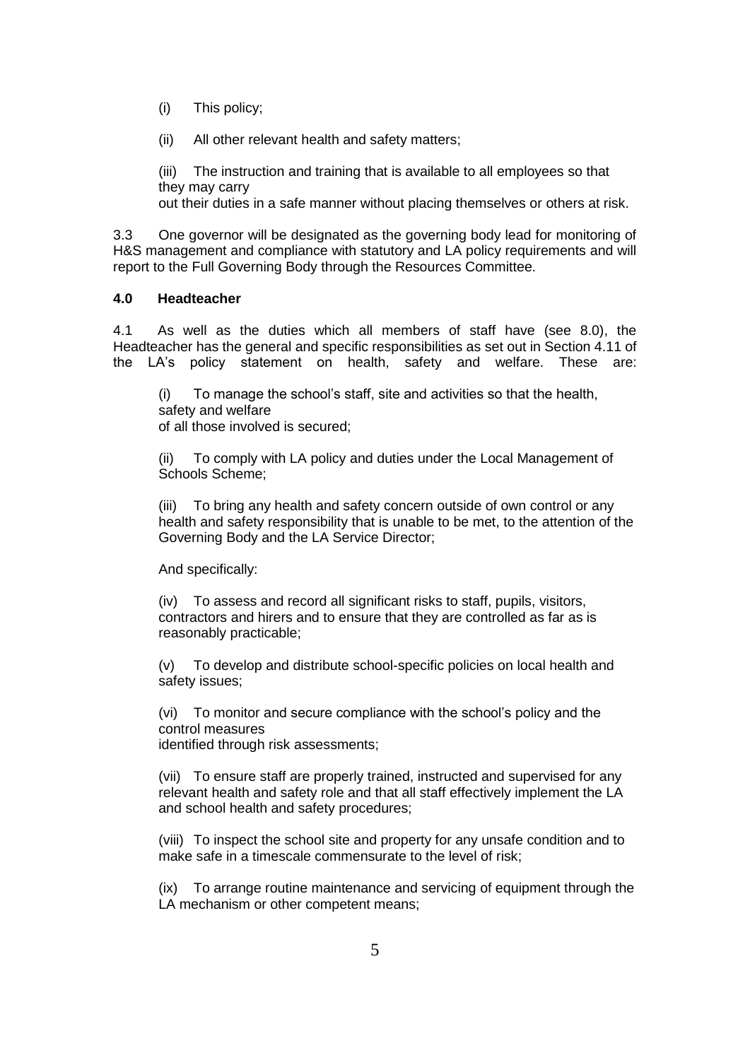(i) This policy;

(ii) All other relevant health and safety matters;

(iii) The instruction and training that is available to all employees so that they may carry out their duties in a safe manner without placing themselves or others at risk.

3.3 One governor will be designated as the governing body lead for monitoring of H&S management and compliance with statutory and LA policy requirements and will report to the Full Governing Body through the Resources Committee.

**4.0 Headteacher**

4.1 As well as the duties which all members of staff have (see 8.0), the Headteacher has the general and specific responsibilities as set out in Section 4.11 of the LA's policy statement on health, safety and welfare. These are:

(i) To manage the school's staff, site and activities so that the health, safety and welfare of all those involved is secured;

(ii) To comply with LA policy and duties under the Local Management of Schools Scheme;

(iii) To bring any health and safety concern outside of own control or any health and safety responsibility that is unable to be met, to the attention of the Governing Body and the LA Service Director;

And specifically:

(iv) To assess and record all significant risks to staff, pupils, visitors, contractors and hirers and to ensure that they are controlled as far as is reasonably practicable;

(v) To develop and distribute school-specific policies on local health and safety issues;

(vi) To monitor and secure compliance with the school's policy and the control measures identified through risk assessments;

(vii) To ensure staff are properly trained, instructed and supervised for any relevant health and safety role and that all staff effectively implement the LA and school health and safety procedures;

(viii) To inspect the school site and property for any unsafe condition and to make safe in a timescale commensurate to the level of risk;

(ix) To arrange routine maintenance and servicing of equipment through the LA mechanism or other competent means;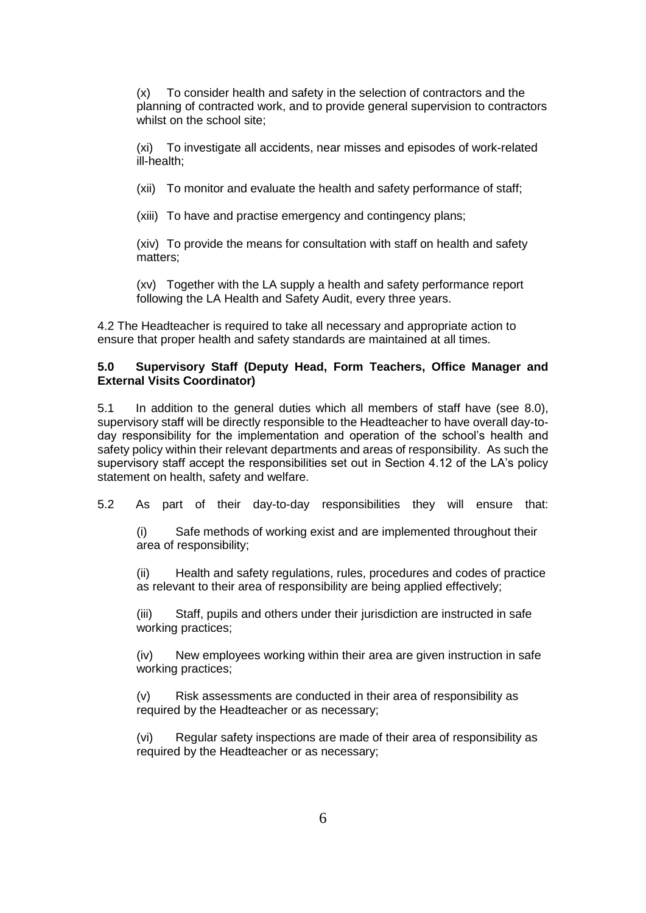(x) To consider health and safety in the selection of contractors and the planning of contracted work, and to provide general supervision to contractors whilst on the school site;

(xi) To investigate all accidents, near misses and episodes of work-related ill-health;

(xii) To monitor and evaluate the health and safety performance of staff;

(xiii) To have and practise emergency and contingency plans;

(xiv) To provide the means for consultation with staff on health and safety matters;

(xv) Together with the LA supply a health and safety performance report following the LA Health and Safety Audit, every three years.

4.2 The Headteacher is required to take all necessary and appropriate action to ensure that proper health and safety standards are maintained at all times.

**5.0 Supervisory Staff (Deputy Head, Form Teachers, Office Manager and External Visits Coordinator)**

5.1 In addition to the general duties which all members of staff have (see 8.0), supervisory staff will be directly responsible to the Headteacher to have overall day-to-day responsibility for the implementation and operation of the school's health and safety policy within their relevant departments and areas of responsibility. As such the supervisory staff accept the responsibilities set out in Section 4.12 of the LA's policy statement on health, safety and welfare.

5.2 As part of their day-to-day responsibilities they will ensure that:

(i) Safe methods of working exist and are implemented throughout their area of responsibility;

(ii) Health and safety regulations, rules, procedures and codes of practice as relevant to their area of responsibility are being applied effectively;

(iii) Staff, pupils and others under their jurisdiction are instructed in safe working practices;

(iv) New employees working within their area are given instruction in safe working practices;

(v) Risk assessments are conducted in their area of responsibility as required by the Headteacher or as necessary;

(vi) Regular safety inspections are made of their area of responsibility as required by the Headteacher or as necessary;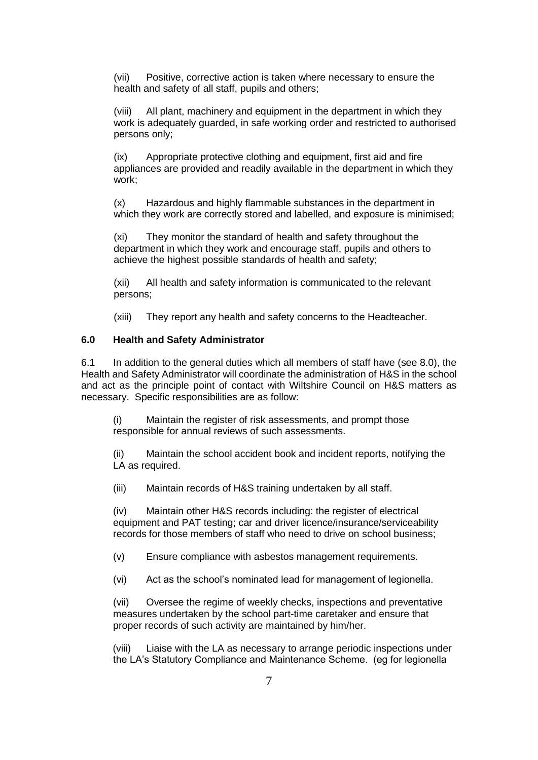(vii) Positive, corrective action is taken where necessary to ensure the health and safety of all staff, pupils and others;

(viii) All plant, machinery and equipment in the department in which they work is adequately guarded, in safe working order and restricted to authorised persons only;

(ix) Appropriate protective clothing and equipment, first aid and fire appliances are provided and readily available in the department in which they work;

(x) Hazardous and highly flammable substances in the department in which they work are correctly stored and labelled, and exposure is minimised;

(xi) They monitor the standard of health and safety throughout the department in which they work and encourage staff, pupils and others to achieve the highest possible standards of health and safety;

(xii) All health and safety information is communicated to the relevant persons;

(xiii) They report any health and safety concerns to the Headteacher.

### 6.0 Health and Safety Administrator

6.1 In addition to the general duties which all members of staff have (see 8.0), the Health and Safety Administrator will coordinate the administration of H&S in the school and act as the principle point of contact with Wiltshire Council on H&S matters as necessary. Specific responsibilities are as follow:

(i) Maintain the register of risk assessments, and prompt those responsible for annual reviews of such assessments.

(ii) Maintain the school accident book and incident reports, notifying the LA as required.

(iii) Maintain records of H&S training undertaken by all staff.

(iv) Maintain other H&S records including: the register of electrical equipment and PAT testing; car and driver licence/insurance/serviceability records for those members of staff who need to drive on school business;

(v) Ensure compliance with asbestos management requirements.

(vi) Act as the school's nominated lead for management of legionella.

(vii) Oversee the regime of weekly checks, inspections and preventative measures undertaken by the school part-time caretaker and ensure that proper records of such activity are maintained by him/her.

(viii) Liaise with the LA as necessary to arrange periodic inspections under the LA's Statutory Compliance and Maintenance Scheme. (eg for legionella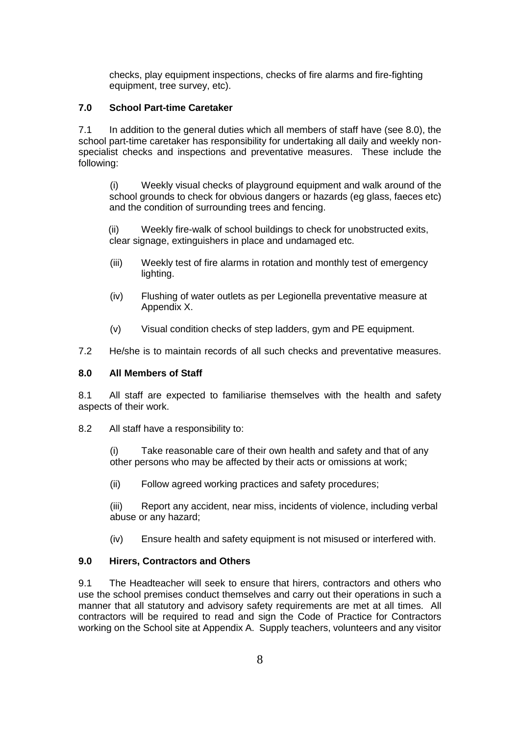checks, play equipment inspections, checks of fire alarms and fire-fighting equipment, tree survey, etc).

**7.0 School Part-time Caretaker**

7.1 In addition to the general duties which all members of staff have (see 8.0), the school part-time caretaker has responsibility for undertaking all daily and weekly non-specialist checks and inspections and preventative measures. These include the following:

(i) Weekly visual checks of playground equipment and walk around of the school grounds to check for obvious dangers or hazards (eg glass, faeces etc) and the condition of surrounding trees and fencing.

(ii) Weekly fire-walk of school buildings to check for unobstructed exits, clear signage, extinguishers in place and undamaged etc.

(iii) Weekly test of fire alarms in rotation and monthly test of emergency lighting.

(iv) Flushing of water outlets as per Legionella preventative measure at Appendix X.

(v) Visual condition checks of step ladders, gym and PE equipment.

7.2 He/she is to maintain records of all such checks and preventative measures.

**8.0 All Members of Staff**

8.1 All staff are expected to familiarise themselves with the health and safety aspects of their work.

8.2 All staff have a responsibility to:

(i) Take reasonable care of their own health and safety and that of any other persons who may be affected by their acts or omissions at work;

(ii) Follow agreed working practices and safety procedures;

(iii) Report any accident, near miss, incidents of violence, including verbal abuse or any hazard;

(iv) Ensure health and safety equipment is not misused or interfered with.

**9.0 Hirers, Contractors and Others**

9.1 The Headteacher will seek to ensure that hirers, contractors and others who use the school premises conduct themselves and carry out their operations in such a manner that all statutory and advisory safety requirements are met at all times. All contractors will be required to read and sign the Code of Practice for Contractors working on the School site at Appendix A. Supply teachers, volunteers and any visitor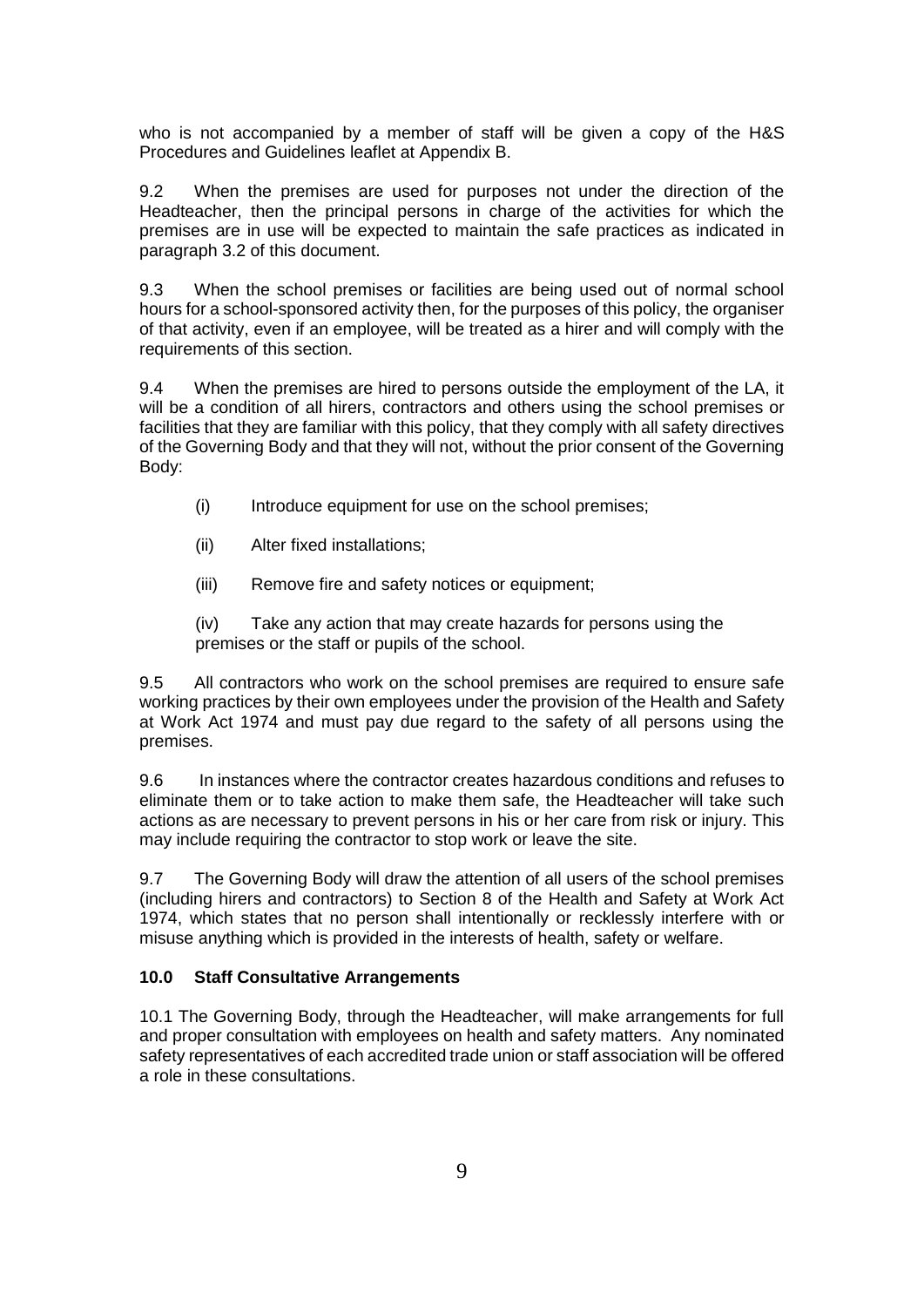who is not accompanied by a member of staff will be given a copy of the H&S Procedures and Guidelines leaflet at Appendix B.

9.2 When the premises are used for purposes not under the direction of the Headteacher, then the principal persons in charge of the activities for which the premises are in use will be expected to maintain the safe practices as indicated in paragraph 3.2 of this document.

9.3 When the school premises or facilities are being used out of normal school hours for a school-sponsored activity then, for the purposes of this policy, the organiser of that activity, even if an employee, will be treated as a hirer and will comply with the requirements of this section.

9.4 When the premises are hired to persons outside the employment of the LA, it will be a condition of all hirers, contractors and others using the school premises or facilities that they are familiar with this policy, that they comply with all safety directives of the Governing Body and that they will not, without the prior consent of the Governing Body:

(i) Introduce equipment for use on the school premises;

(ii) Alter fixed installations;

(iii) Remove fire and safety notices or equipment;

(iv) Take any action that may create hazards for persons using the premises or the staff or pupils of the school.

9.5 All contractors who work on the school premises are required to ensure safe working practices by their own employees under the provision of the Health and Safety at Work Act 1974 and must pay due regard to the safety of all persons using the premises.

9.6 In instances where the contractor creates hazardous conditions and refuses to eliminate them or to take action to make them safe, the Headteacher will take such actions as are necessary to prevent persons in his or her care from risk or injury. This may include requiring the contractor to stop work or leave the site.

9.7 The Governing Body will draw the attention of all users of the school premises (including hirers and contractors) to Section 8 of the Health and Safety at Work Act 1974, which states that no person shall intentionally or recklessly interfere with or misuse anything which is provided in the interests of health, safety or welfare.

## 10.0 Staff Consultative Arrangements

10.1 The Governing Body, through the Headteacher, will make arrangements for full and proper consultation with employees on health and safety matters. Any nominated safety representatives of each accredited trade union or staff association will be offered a role in these consultations.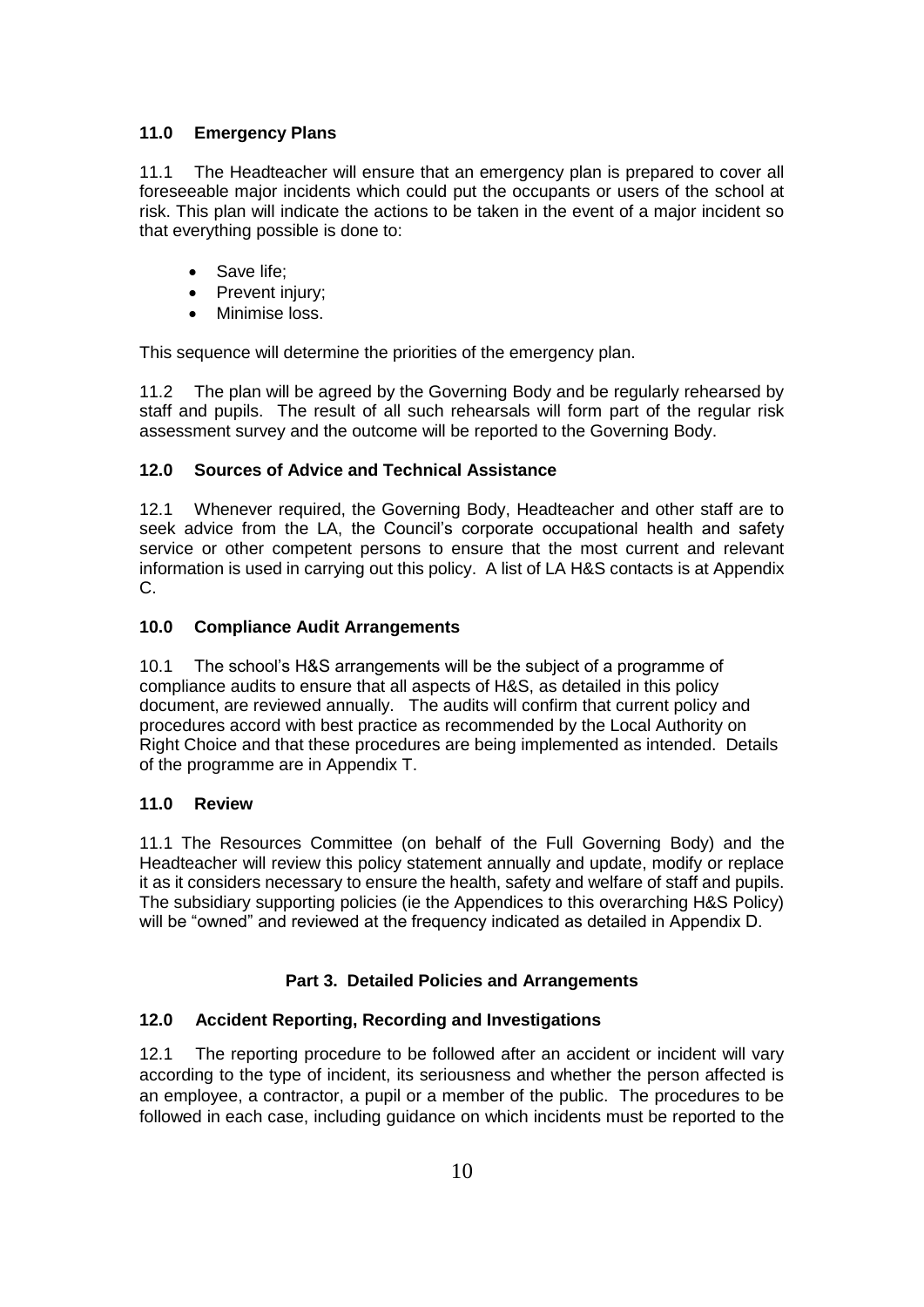### 11.0 Emergency Plans

11.1 The Headteacher will ensure that an emergency plan is prepared to cover all foreseeable major incidents which could put the occupants or users of the school at risk. This plan will indicate the actions to be taken in the event of a major incident so that everything possible is done to:

- Save life;
- Prevent injury;
- Minimise loss.

This sequence will determine the priorities of the emergency plan.

11.2 The plan will be agreed by the Governing Body and be regularly rehearsed by staff and pupils. The result of all such rehearsals will form part of the regular risk assessment survey and the outcome will be reported to the Governing Body.

### 12.0 Sources of Advice and Technical Assistance

12.1 Whenever required, the Governing Body, Headteacher and other staff are to seek advice from the LA, the Council's corporate occupational health and safety service or other competent persons to ensure that the most current and relevant information is used in carrying out this policy. A list of LA H&S contacts is at Appendix C.

### 10.0 Compliance Audit Arrangements

10.1 The school's H&S arrangements will be the subject of a programme of compliance audits to ensure that all aspects of H&S, as detailed in this policy document, are reviewed annually. The audits will confirm that current policy and procedures accord with best practice as recommended by the Local Authority on Right Choice and that these procedures are being implemented as intended. Details of the programme are in Appendix T.

### 11.0 Review

11.1 The Resources Committee (on behalf of the Full Governing Body) and the Headteacher will review this policy statement annually and update, modify or replace it as it considers necessary to ensure the health, safety and welfare of staff and pupils. The subsidiary supporting policies (ie the Appendices to this overarching H&S Policy) will be "owned" and reviewed at the frequency indicated as detailed in Appendix D.

## Part 3. Detailed Policies and Arrangements

### 12.0 Accident Reporting, Recording and Investigations

12.1 The reporting procedure to be followed after an accident or incident will vary according to the type of incident, its seriousness and whether the person affected is an employee, a contractor, a pupil or a member of the public. The procedures to be followed in each case, including guidance on which incidents must be reported to the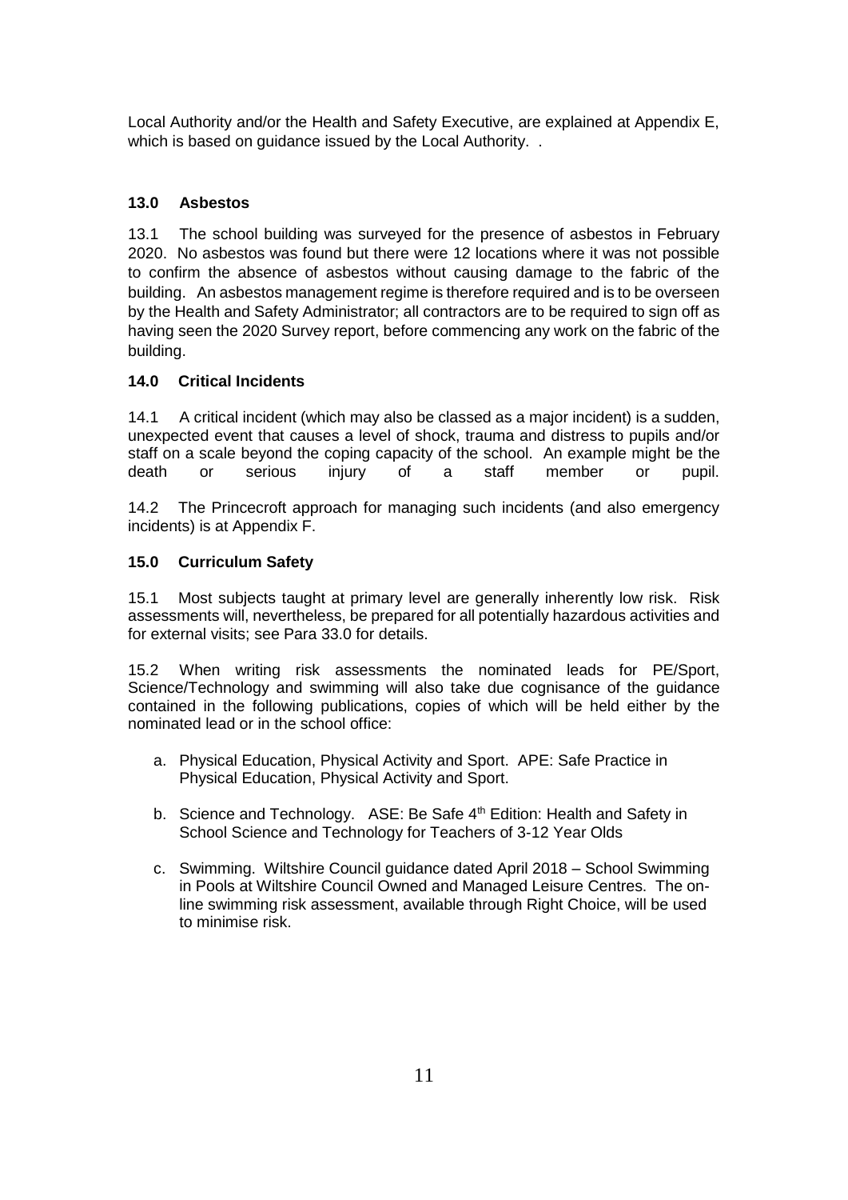Local Authority and/or the Health and Safety Executive, are explained at Appendix E, which is based on guidance issued by the Local Authority. .

## 13.0 Asbestos

13.1 The school building was surveyed for the presence of asbestos in February 2020. No asbestos was found but there were 12 locations where it was not possible to confirm the absence of asbestos without causing damage to the fabric of the building. An asbestos management regime is therefore required and is to be overseen by the Health and Safety Administrator; all contractors are to be required to sign off as having seen the 2020 Survey report, before commencing any work on the fabric of the building.

## 14.0 Critical Incidents

14.1 A critical incident (which may also be classed as a major incident) is a sudden, unexpected event that causes a level of shock, trauma and distress to pupils and/or staff on a scale beyond the coping capacity of the school. An example might be the death or serious injury of a staff member or pupil.

14.2 The Princecroft approach for managing such incidents (and also emergency incidents) is at Appendix F.

## 15.0 Curriculum Safety

15.1 Most subjects taught at primary level are generally inherently low risk. Risk assessments will, nevertheless, be prepared for all potentially hazardous activities and for external visits; see Para 33.0 for details.

15.2 When writing risk assessments the nominated leads for PE/Sport, Science/Technology and swimming will also take due cognisance of the guidance contained in the following publications, copies of which will be held either by the nominated lead or in the school office:

a. Physical Education, Physical Activity and Sport. APE: Safe Practice in Physical Education, Physical Activity and Sport.

b. Science and Technology. ASE: Be Safe 4th Edition: Health and Safety in School Science and Technology for Teachers of 3-12 Year Olds

c. Swimming. Wiltshire Council guidance dated April 2018 – School Swimming in Pools at Wiltshire Council Owned and Managed Leisure Centres. The on-line swimming risk assessment, available through Right Choice, will be used to minimise risk.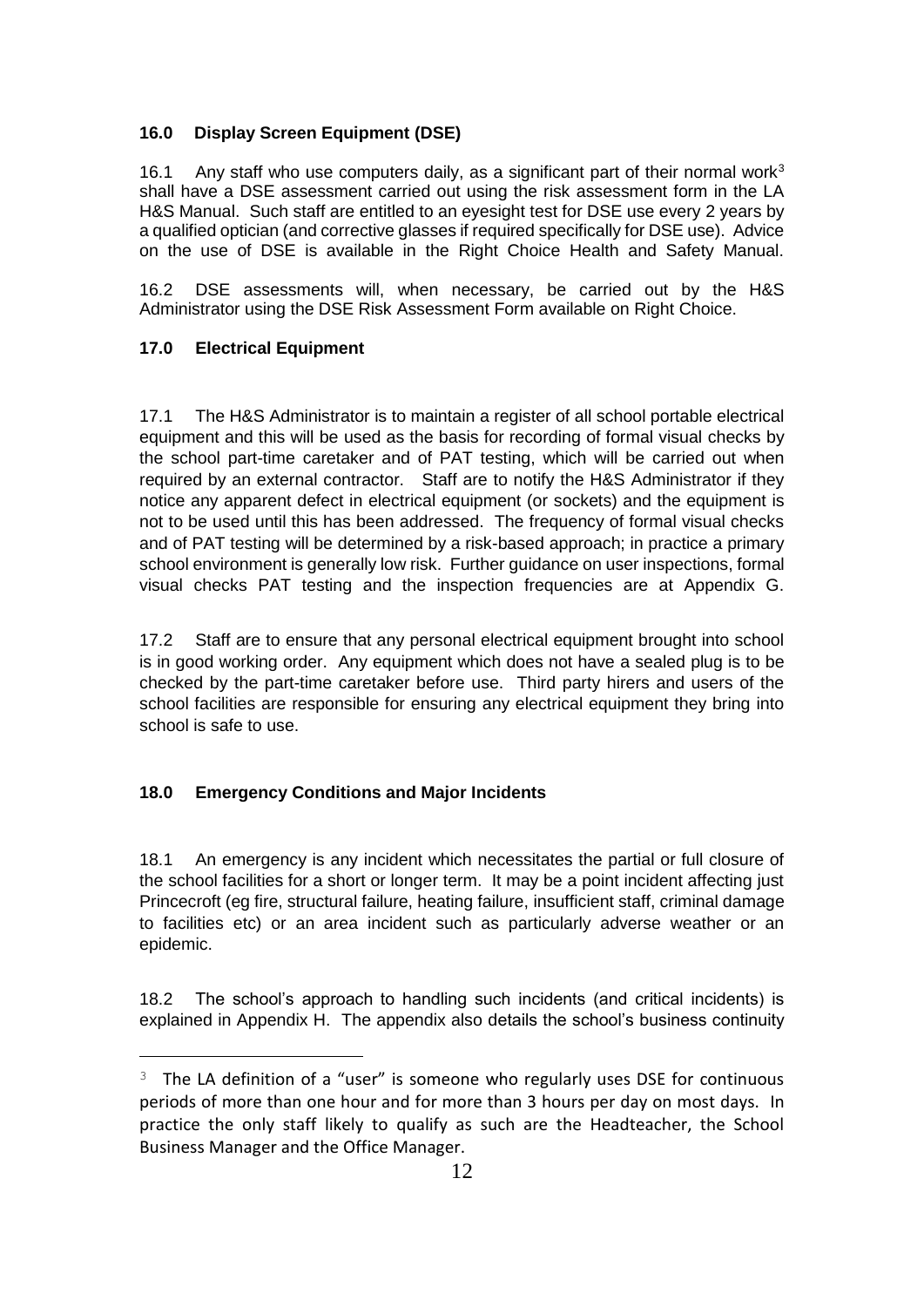### 16.0 Display Screen Equipment (DSE)

16.1 Any staff who use computers daily, as a significant part of their normal work[3] shall have a DSE assessment carried out using the risk assessment form in the LA H&S Manual. Such staff are entitled to an eyesight test for DSE use every 2 years by a qualified optician (and corrective glasses if required specifically for DSE use). Advice on the use of DSE is available in the Right Choice Health and Safety Manual.

16.2 DSE assessments will, when necessary, be carried out by the H&S Administrator using the DSE Risk Assessment Form available on Right Choice.

### 17.0 Electrical Equipment

17.1 The H&S Administrator is to maintain a register of all school portable electrical equipment and this will be used as the basis for recording of formal visual checks by the school part-time caretaker and of PAT testing, which will be carried out when required by an external contractor. Staff are to notify the H&S Administrator if they notice any apparent defect in electrical equipment (or sockets) and the equipment is not to be used until this has been addressed. The frequency of formal visual checks and of PAT testing will be determined by a risk-based approach; in practice a primary school environment is generally low risk. Further guidance on user inspections, formal visual checks PAT testing and the inspection frequencies are at Appendix G.

17.2 Staff are to ensure that any personal electrical equipment brought into school is in good working order. Any equipment which does not have a sealed plug is to be checked by the part-time caretaker before use. Third party hirers and users of the school facilities are responsible for ensuring any electrical equipment they bring into school is safe to use.

### 18.0 Emergency Conditions and Major Incidents

18.1 An emergency is any incident which necessitates the partial or full closure of the school facilities for a short or longer term. It may be a point incident affecting just Princecroft (eg fire, structural failure, heating failure, insufficient staff, criminal damage to facilities etc) or an area incident such as particularly adverse weather or an epidemic.

18.2 The school's approach to handling such incidents (and critical incidents) is explained in Appendix H. The appendix also details the school's business continuity

---

[3] The LA definition of a "user" is someone who regularly uses DSE for continuous periods of more than one hour and for more than 3 hours per day on most days. In practice the only staff likely to qualify as such are the Headteacher, the School Business Manager and the Office Manager.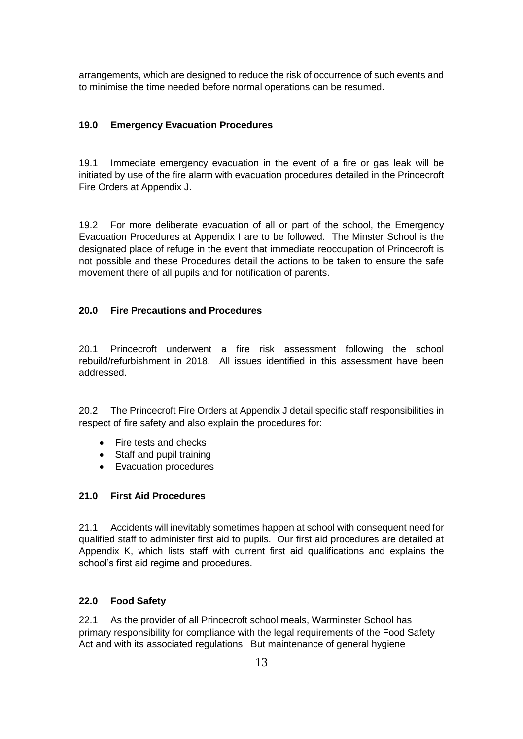arrangements, which are designed to reduce the risk of occurrence of such events and to minimise the time needed before normal operations can be resumed.

## 19.0 Emergency Evacuation Procedures

19.1 Immediate emergency evacuation in the event of a fire or gas leak will be initiated by use of the fire alarm with evacuation procedures detailed in the Princecroft Fire Orders at Appendix J.

19.2 For more deliberate evacuation of all or part of the school, the Emergency Evacuation Procedures at Appendix I are to be followed. The Minster School is the designated place of refuge in the event that immediate reoccupation of Princecroft is not possible and these Procedures detail the actions to be taken to ensure the safe movement there of all pupils and for notification of parents.

## 20.0 Fire Precautions and Procedures

20.1 Princecroft underwent a fire risk assessment following the school rebuild/refurbishment in 2018. All issues identified in this assessment have been addressed.

20.2 The Princecroft Fire Orders at Appendix J detail specific staff responsibilities in respect of fire safety and also explain the procedures for:

- Fire tests and checks
- Staff and pupil training
- Evacuation procedures

## 21.0 First Aid Procedures

21.1 Accidents will inevitably sometimes happen at school with consequent need for qualified staff to administer first aid to pupils. Our first aid procedures are detailed at Appendix K, which lists staff with current first aid qualifications and explains the school's first aid regime and procedures.

## 22.0 Food Safety

22.1 As the provider of all Princecroft school meals, Warminster School has primary responsibility for compliance with the legal requirements of the Food Safety Act and with its associated regulations. But maintenance of general hygiene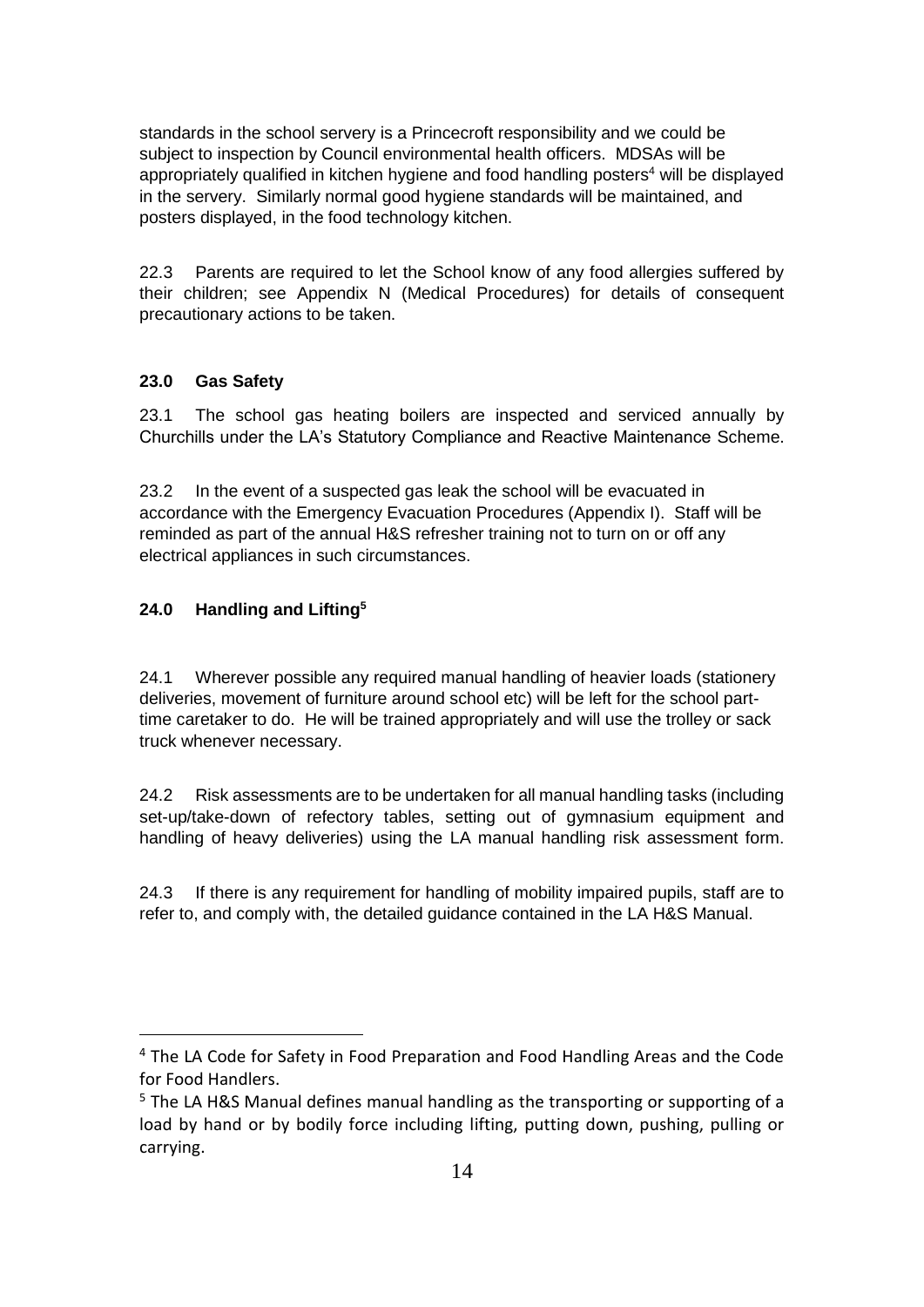standards in the school servery is a Princecroft responsibility and we could be subject to inspection by Council environmental health officers. MDSAs will be appropriately qualified in kitchen hygiene and food handling posters[4] will be displayed in the servery. Similarly normal good hygiene standards will be maintained, and posters displayed, in the food technology kitchen.

22.3 Parents are required to let the School know of any food allergies suffered by their children; see Appendix N (Medical Procedures) for details of consequent precautionary actions to be taken.

### 23.0 Gas Safety

23.1 The school gas heating boilers are inspected and serviced annually by Churchills under the LA's Statutory Compliance and Reactive Maintenance Scheme.

23.2 In the event of a suspected gas leak the school will be evacuated in accordance with the Emergency Evacuation Procedures (Appendix I). Staff will be reminded as part of the annual H&S refresher training not to turn on or off any electrical appliances in such circumstances.

### 24.0 Handling and Lifting[5]

24.1 Wherever possible any required manual handling of heavier loads (stationery deliveries, movement of furniture around school etc) will be left for the school part-time caretaker to do. He will be trained appropriately and will use the trolley or sack truck whenever necessary.

24.2 Risk assessments are to be undertaken for all manual handling tasks (including set-up/take-down of refectory tables, setting out of gymnasium equipment and handling of heavy deliveries) using the LA manual handling risk assessment form.

24.3 If there is any requirement for handling of mobility impaired pupils, staff are to refer to, and comply with, the detailed guidance contained in the LA H&S Manual.

---

[4] The LA Code for Safety in Food Preparation and Food Handling Areas and the Code for Food Handlers.

[5] The LA H&S Manual defines manual handling as the transporting or supporting of a load by hand or by bodily force including lifting, putting down, pushing, pulling or carrying.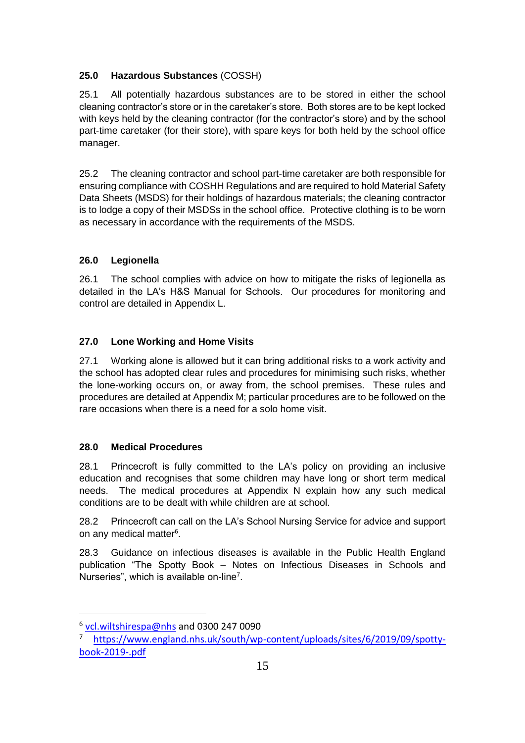## 25.0 Hazardous Substances (COSSH)

25.1 All potentially hazardous substances are to be stored in either the school cleaning contractor's store or in the caretaker's store. Both stores are to be kept locked with keys held by the cleaning contractor (for the contractor's store) and by the school part-time caretaker (for their store), with spare keys for both held by the school office manager.

25.2 The cleaning contractor and school part-time caretaker are both responsible for ensuring compliance with COSHH Regulations and are required to hold Material Safety Data Sheets (MSDS) for their holdings of hazardous materials; the cleaning contractor is to lodge a copy of their MSDSs in the school office. Protective clothing is to be worn as necessary in accordance with the requirements of the MSDS.

## 26.0 Legionella

26.1 The school complies with advice on how to mitigate the risks of legionella as detailed in the LA's H&S Manual for Schools. Our procedures for monitoring and control are detailed in Appendix L.

## 27.0 Lone Working and Home Visits

27.1 Working alone is allowed but it can bring additional risks to a work activity and the school has adopted clear rules and procedures for minimising such risks, whether the lone-working occurs on, or away from, the school premises. These rules and procedures are detailed at Appendix M; particular procedures are to be followed on the rare occasions when there is a need for a solo home visit.

## 28.0 Medical Procedures

28.1 Princecroft is fully committed to the LA's policy on providing an inclusive education and recognises that some children may have long or short term medical needs. The medical procedures at Appendix N explain how any such medical conditions are to be dealt with while children are at school.

28.2 Princecroft can call on the LA's School Nursing Service for advice and support on any medical matter[6].

28.3 Guidance on infectious diseases is available in the Public Health England publication "The Spotty Book – Notes on Infectious Diseases in Schools and Nurseries", which is available on-line[7].

---

[6] vcl.wiltshirespa@nhs and 0300 247 0090

[7] https://www.england.nhs.uk/south/wp-content/uploads/sites/6/2019/09/spotty-book-2019-.pdf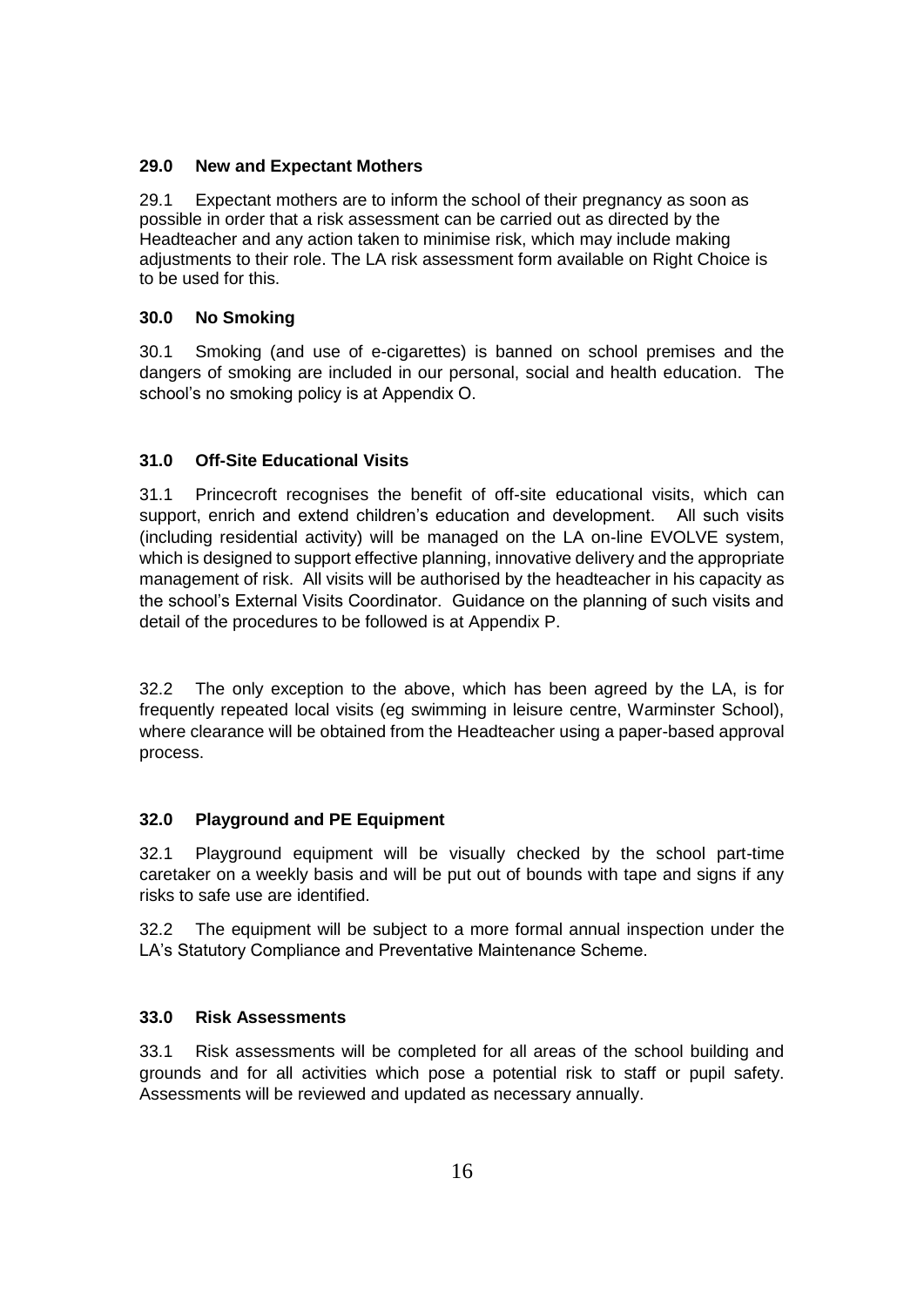### 29.0 New and Expectant Mothers

29.1 Expectant mothers are to inform the school of their pregnancy as soon as possible in order that a risk assessment can be carried out as directed by the Headteacher and any action taken to minimise risk, which may include making adjustments to their role. The LA risk assessment form available on Right Choice is to be used for this.

### 30.0 No Smoking

30.1 Smoking (and use of e-cigarettes) is banned on school premises and the dangers of smoking are included in our personal, social and health education. The school's no smoking policy is at Appendix O.

### 31.0 Off-Site Educational Visits

31.1 Princecroft recognises the benefit of off-site educational visits, which can support, enrich and extend children's education and development. All such visits (including residential activity) will be managed on the LA on-line EVOLVE system, which is designed to support effective planning, innovative delivery and the appropriate management of risk. All visits will be authorised by the headteacher in his capacity as the school's External Visits Coordinator. Guidance on the planning of such visits and detail of the procedures to be followed is at Appendix P.

32.2 The only exception to the above, which has been agreed by the LA, is for frequently repeated local visits (eg swimming in leisure centre, Warminster School), where clearance will be obtained from the Headteacher using a paper-based approval process.

### 32.0 Playground and PE Equipment

32.1 Playground equipment will be visually checked by the school part-time caretaker on a weekly basis and will be put out of bounds with tape and signs if any risks to safe use are identified.

32.2 The equipment will be subject to a more formal annual inspection under the LA's Statutory Compliance and Preventative Maintenance Scheme.

### 33.0 Risk Assessments

33.1 Risk assessments will be completed for all areas of the school building and grounds and for all activities which pose a potential risk to staff or pupil safety. Assessments will be reviewed and updated as necessary annually.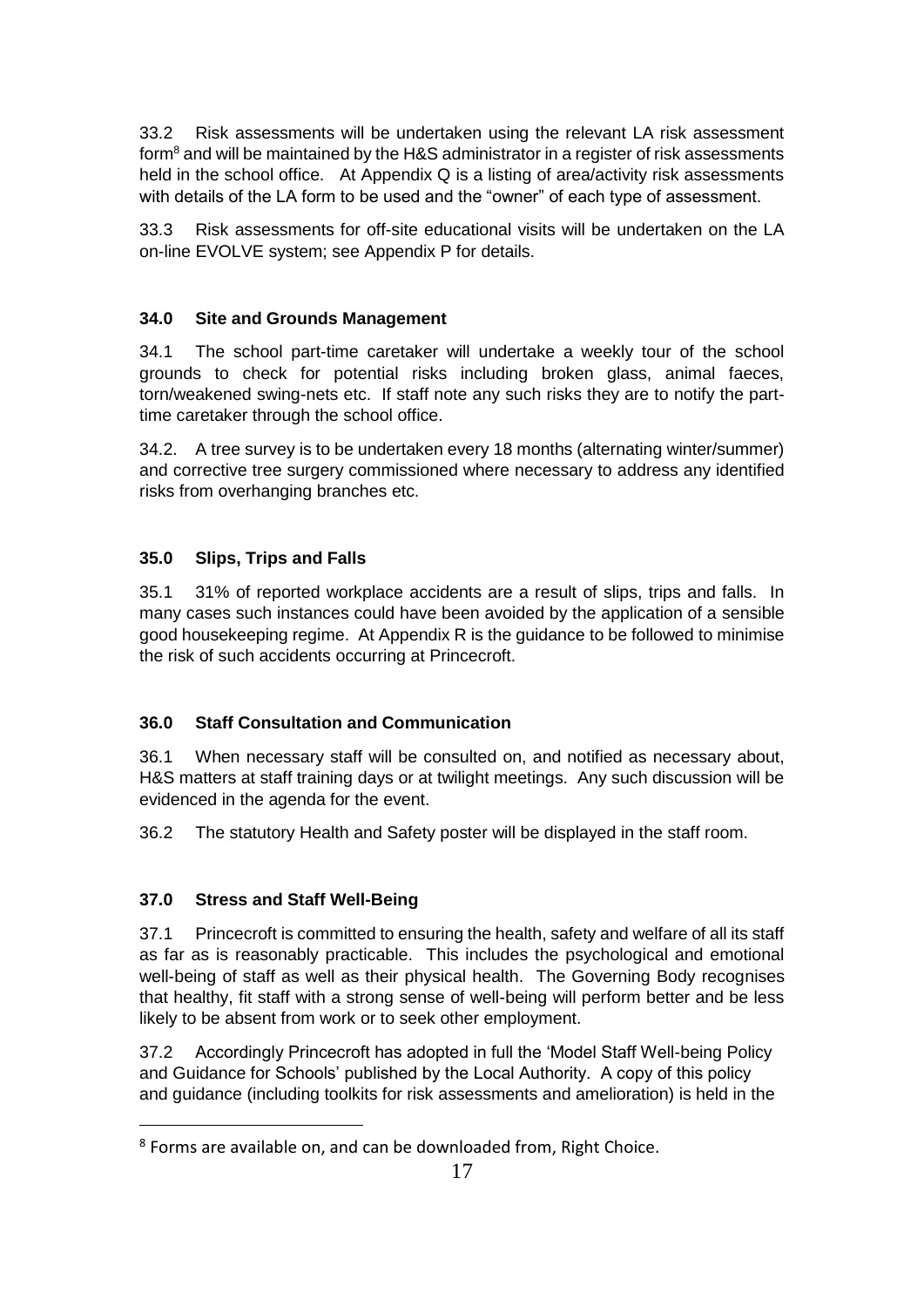33.2 Risk assessments will be undertaken using the relevant LA risk assessment form[8] and will be maintained by the H&S administrator in a register of risk assessments held in the school office. At Appendix Q is a listing of area/activity risk assessments with details of the LA form to be used and the "owner" of each type of assessment.

33.3 Risk assessments for off-site educational visits will be undertaken on the LA on-line EVOLVE system; see Appendix P for details.

**34.0 Site and Grounds Management**

34.1 The school part-time caretaker will undertake a weekly tour of the school grounds to check for potential risks including broken glass, animal faeces, torn/weakened swing-nets etc. If staff note any such risks they are to notify the part-time caretaker through the school office.

34.2. A tree survey is to be undertaken every 18 months (alternating winter/summer) and corrective tree surgery commissioned where necessary to address any identified risks from overhanging branches etc.

**35.0 Slips, Trips and Falls**

35.1 31% of reported workplace accidents are a result of slips, trips and falls. In many cases such instances could have been avoided by the application of a sensible good housekeeping regime. At Appendix R is the guidance to be followed to minimise the risk of such accidents occurring at Princecroft.

**36.0 Staff Consultation and Communication**

36.1 When necessary staff will be consulted on, and notified as necessary about, H&S matters at staff training days or at twilight meetings. Any such discussion will be evidenced in the agenda for the event.

36.2 The statutory Health and Safety poster will be displayed in the staff room.

**37.0 Stress and Staff Well-Being**

37.1 Princecroft is committed to ensuring the health, safety and welfare of all its staff as far as is reasonably practicable. This includes the psychological and emotional well-being of staff as well as their physical health. The Governing Body recognises that healthy, fit staff with a strong sense of well-being will perform better and be less likely to be absent from work or to seek other employment.

37.2 Accordingly Princecroft has adopted in full the 'Model Staff Well-being Policy and Guidance for Schools' published by the Local Authority. A copy of this policy and guidance (including toolkits for risk assessments and amelioration) is held in the

---

[8] Forms are available on, and can be downloaded from, Right Choice.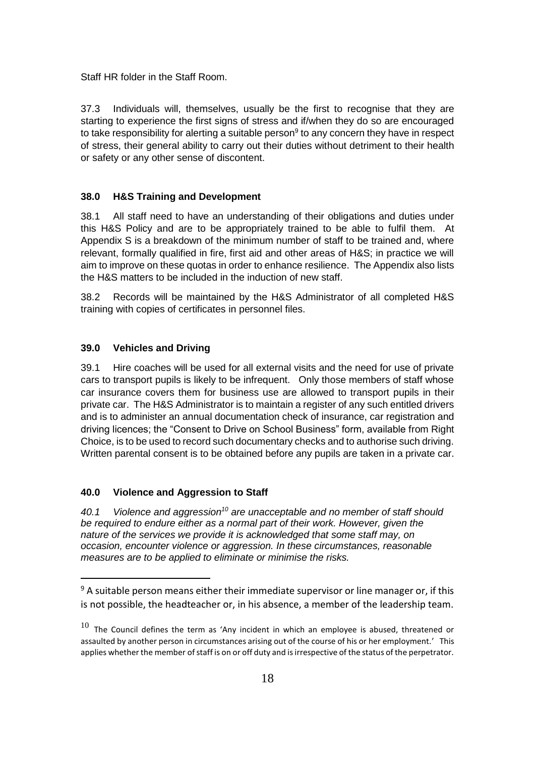Staff HR folder in the Staff Room.

37.3 Individuals will, themselves, usually be the first to recognise that they are starting to experience the first signs of stress and if/when they do so are encouraged to take responsibility for alerting a suitable person[9] to any concern they have in respect of stress, their general ability to carry out their duties without detriment to their health or safety or any other sense of discontent.

### 38.0 H&S Training and Development

38.1 All staff need to have an understanding of their obligations and duties under this H&S Policy and are to be appropriately trained to be able to fulfil them. At Appendix S is a breakdown of the minimum number of staff to be trained and, where relevant, formally qualified in fire, first aid and other areas of H&S; in practice we will aim to improve on these quotas in order to enhance resilience. The Appendix also lists the H&S matters to be included in the induction of new staff.

38.2 Records will be maintained by the H&S Administrator of all completed H&S training with copies of certificates in personnel files.

### 39.0 Vehicles and Driving

39.1 Hire coaches will be used for all external visits and the need for use of private cars to transport pupils is likely to be infrequent. Only those members of staff whose car insurance covers them for business use are allowed to transport pupils in their private car. The H&S Administrator is to maintain a register of any such entitled drivers and is to administer an annual documentation check of insurance, car registration and driving licences; the "Consent to Drive on School Business" form, available from Right Choice, is to be used to record such documentary checks and to authorise such driving. Written parental consent is to be obtained before any pupils are taken in a private car.

### 40.0 Violence and Aggression to Staff

*40.1 Violence and aggression[10] are unacceptable and no member of staff should be required to endure either as a normal part of their work. However, given the nature of the services we provide it is acknowledged that some staff may, on occasion, encounter violence or aggression. In these circumstances, reasonable measures are to be applied to eliminate or minimise the risks.*

---

[9] A suitable person means either their immediate supervisor or line manager or, if this is not possible, the headteacher or, in his absence, a member of the leadership team.

[10] The Council defines the term as 'Any incident in which an employee is abused, threatened or assaulted by another person in circumstances arising out of the course of his or her employment.' This applies whether the member of staff is on or off duty and is irrespective of the status of the perpetrator.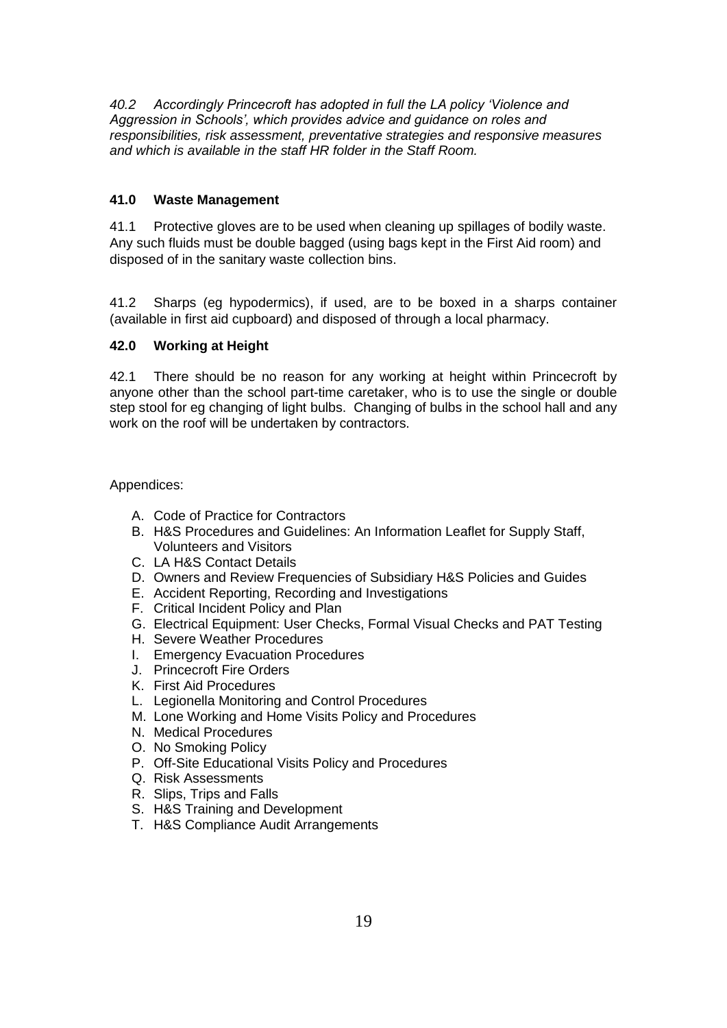*40.2 Accordingly Princecroft has adopted in full the LA policy 'Violence and Aggression in Schools', which provides advice and guidance on roles and responsibilities, risk assessment, preventative strategies and responsive measures and which is available in the staff HR folder in the Staff Room.*

**41.0 Waste Management**

41.1 Protective gloves are to be used when cleaning up spillages of bodily waste. Any such fluids must be double bagged (using bags kept in the First Aid room) and disposed of in the sanitary waste collection bins.

41.2 Sharps (eg hypodermics), if used, are to be boxed in a sharps container (available in first aid cupboard) and disposed of through a local pharmacy.

**42.0 Working at Height**

42.1 There should be no reason for any working at height within Princecroft by anyone other than the school part-time caretaker, who is to use the single or double step stool for eg changing of light bulbs. Changing of bulbs in the school hall and any work on the roof will be undertaken by contractors.

Appendices:

A. Code of Practice for Contractors
B. H&S Procedures and Guidelines: An Information Leaflet for Supply Staff, Volunteers and Visitors
C. LA H&S Contact Details
D. Owners and Review Frequencies of Subsidiary H&S Policies and Guides
E. Accident Reporting, Recording and Investigations
F. Critical Incident Policy and Plan
G. Electrical Equipment: User Checks, Formal Visual Checks and PAT Testing
H. Severe Weather Procedures
I. Emergency Evacuation Procedures
J. Princecroft Fire Orders
K. First Aid Procedures
L. Legionella Monitoring and Control Procedures
M. Lone Working and Home Visits Policy and Procedures
N. Medical Procedures
O. No Smoking Policy
P. Off-Site Educational Visits Policy and Procedures
Q. Risk Assessments
R. Slips, Trips and Falls
S. H&S Training and Development
T. H&S Compliance Audit Arrangements